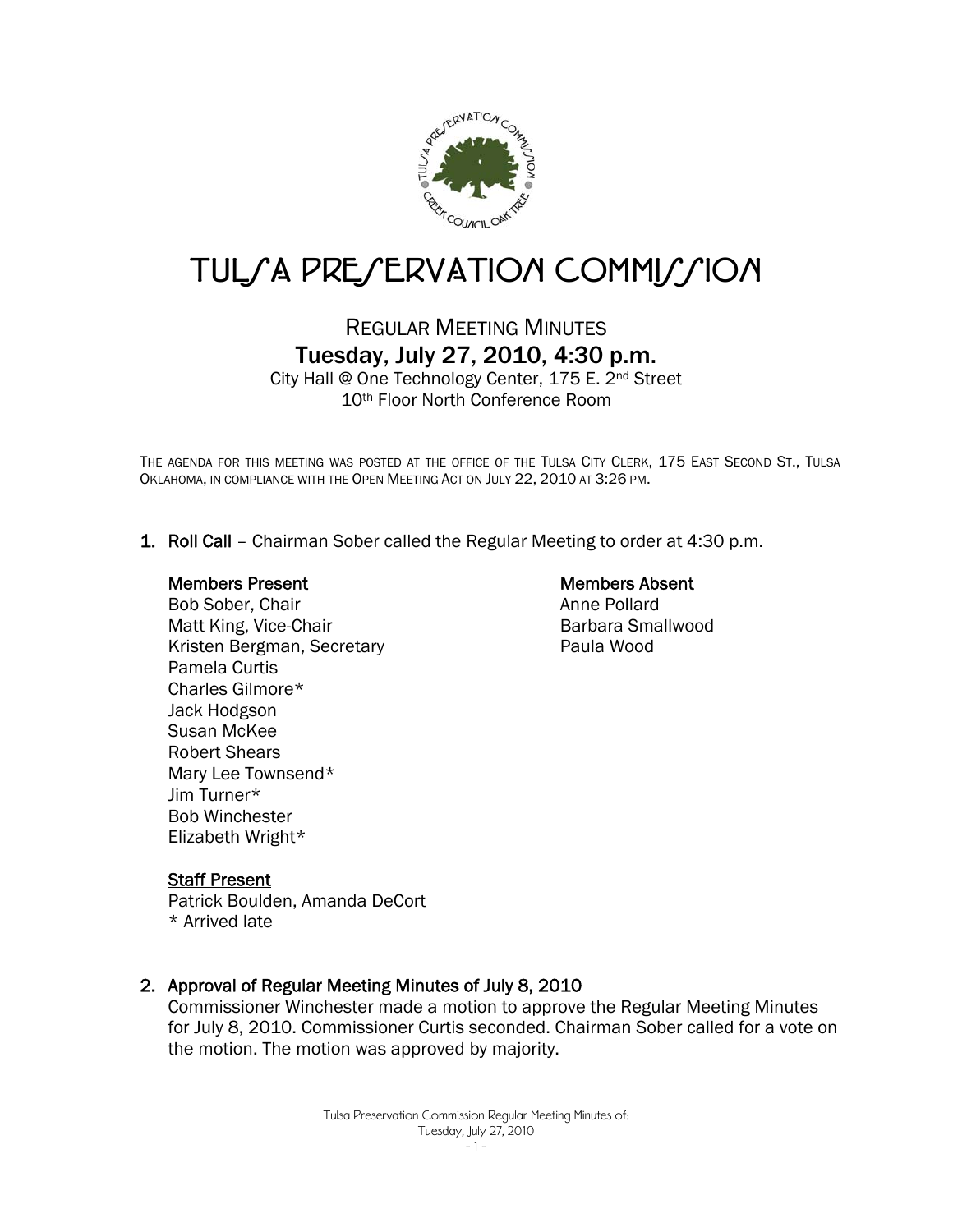# TULSA PRESERVATION COMMISSION

## REGULAR MEETING MINUTES

## Tuesday, July 27, 2010, 4:30 p.m.

City Hall @ One Technology Center, 175 E. 2nd Street
10th Floor North Conference Room

THE AGENDA FOR THIS MEETING WAS POSTED AT THE OFFICE OF THE TULSA CITY CLERK, 175 EAST SECOND ST., TULSA OKLAHOMA, IN COMPLIANCE WITH THE OPEN MEETING ACT ON JULY 22, 2010 AT 3:26 PM.

1. **Roll Call** – Chairman Sober called the Regular Meeting to order at 4:30 p.m.

   **Members Present**
   Bob Sober, Chair
   Matt King, Vice-Chair
   Kristen Bergman, Secretary
   Pamela Curtis
   Charles Gilmore*
   Jack Hodgson
   Susan McKee
   Robert Shears
   Mary Lee Townsend*
   Jim Turner*
   Bob Winchester
   Elizabeth Wright*

   **Members Absent**
   Anne Pollard
   Barbara Smallwood
   Paula Wood

   **Staff Present**
   Patrick Boulden, Amanda DeCort
   * Arrived late

2. **Approval of Regular Meeting Minutes of July 8, 2010**
   Commissioner Winchester made a motion to approve the Regular Meeting Minutes for July 8, 2010. Commissioner Curtis seconded. Chairman Sober called for a vote on the motion. The motion was approved by majority.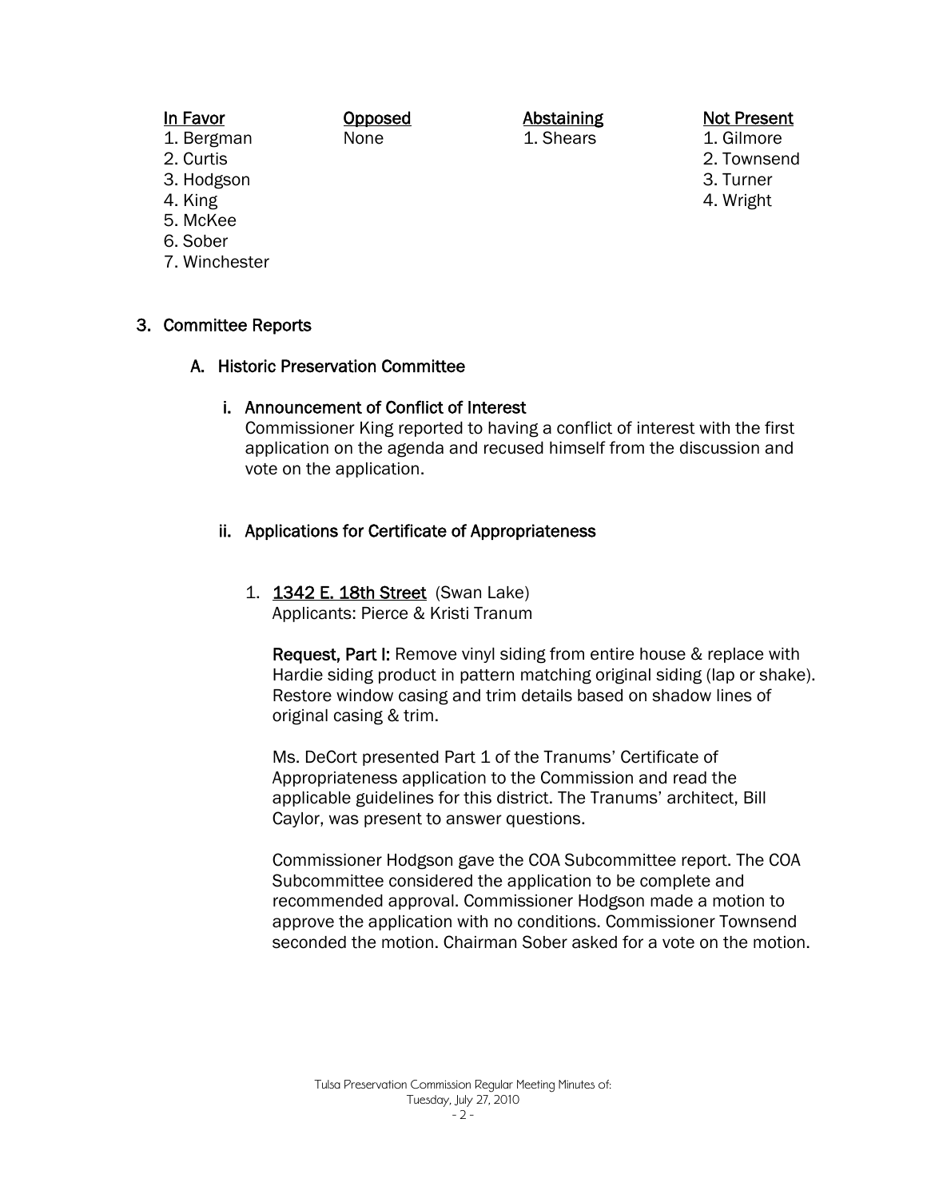| In Favor | Opposed | Abstaining | Not Present |
|---|---|---|---|
| 1. Bergman | None | 1. Shears | 1. Gilmore |
| 2. Curtis | | | 2. Townsend |
| 3. Hodgson | | | 3. Turner |
| 4. King | | | 4. Wright |
| 5. McKee | | | |
| 6. Sober | | | |
| 7. Winchester | | | |

## 3. Committee Reports

### A. Historic Preservation Committee

#### i. Announcement of Conflict of Interest

Commissioner King reported to having a conflict of interest with the first application on the agenda and recused himself from the discussion and vote on the application.

#### ii. Applications for Certificate of Appropriateness

1. **1342 E. 18th Street** (Swan Lake)
   Applicants: Pierce & Kristi Tranum

   **Request, Part I:** Remove vinyl siding from entire house & replace with Hardie siding product in pattern matching original siding (lap or shake). Restore window casing and trim details based on shadow lines of original casing & trim.

   Ms. DeCort presented Part 1 of the Tranums' Certificate of Appropriateness application to the Commission and read the applicable guidelines for this district. The Tranums' architect, Bill Caylor, was present to answer questions.

   Commissioner Hodgson gave the COA Subcommittee report. The COA Subcommittee considered the application to be complete and recommended approval. Commissioner Hodgson made a motion to approve the application with no conditions. Commissioner Townsend seconded the motion. Chairman Sober asked for a vote on the motion.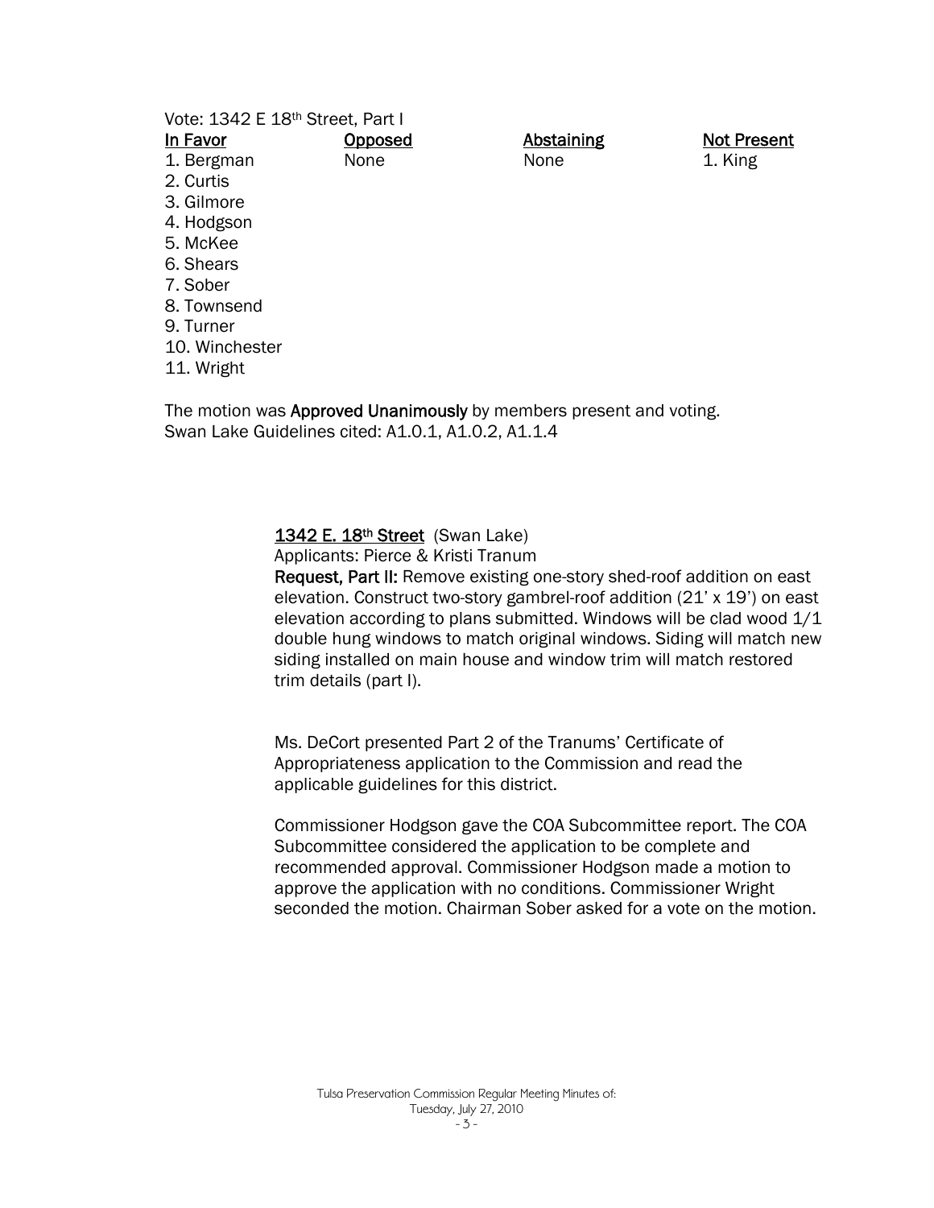Vote: 1342 E 18th Street, Part I

| In Favor | Opposed | Abstaining | Not Present |
|---|---|---|---|
| 1. Bergman | None | None | 1. King |
| 2. Curtis | | | |
| 3. Gilmore | | | |
| 4. Hodgson | | | |
| 5. McKee | | | |
| 6. Shears | | | |
| 7. Sober | | | |
| 8. Townsend | | | |
| 9. Turner | | | |
| 10. Winchester | | | |
| 11. Wright | | | |

The motion was **Approved Unanimously** by members present and voting.
Swan Lake Guidelines cited: A1.0.1, A1.0.2, A1.1.4

**1342 E. 18th Street** (Swan Lake)
Applicants: Pierce & Kristi Tranum
**Request, Part II:** Remove existing one-story shed-roof addition on east elevation. Construct two-story gambrel-roof addition (21' x 19') on east elevation according to plans submitted. Windows will be clad wood 1/1 double hung windows to match original windows. Siding will match new siding installed on main house and window trim will match restored trim details (part I).

Ms. DeCort presented Part 2 of the Tranums' Certificate of Appropriateness application to the Commission and read the applicable guidelines for this district.

Commissioner Hodgson gave the COA Subcommittee report. The COA Subcommittee considered the application to be complete and recommended approval. Commissioner Hodgson made a motion to approve the application with no conditions. Commissioner Wright seconded the motion. Chairman Sober asked for a vote on the motion.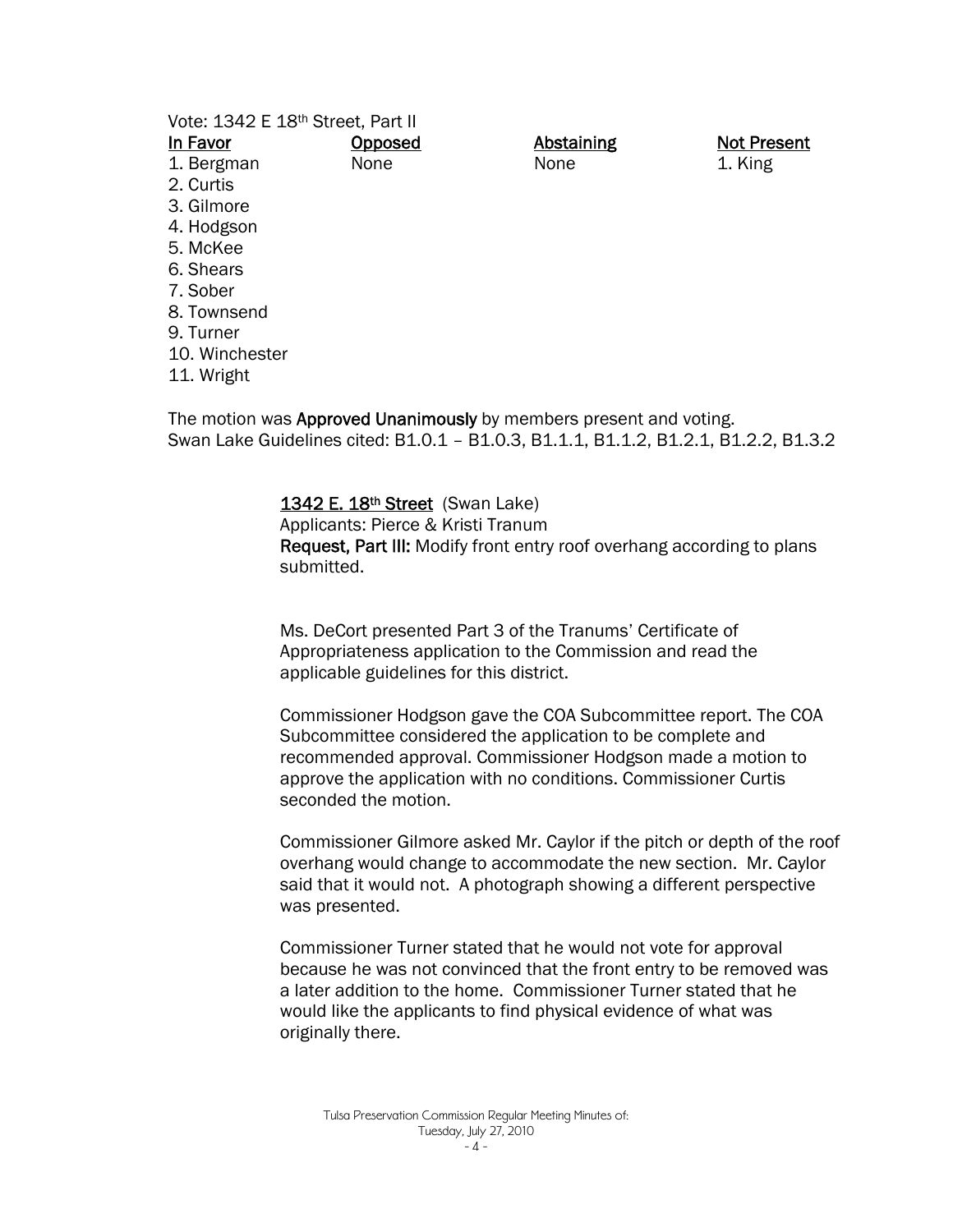Vote: 1342 E 18th Street, Part II

| In Favor | Opposed | Abstaining | Not Present |
|---|---|---|---|
| 1. Bergman | None | None | 1. King |
| 2. Curtis | | | |
| 3. Gilmore | | | |
| 4. Hodgson | | | |
| 5. McKee | | | |
| 6. Shears | | | |
| 7. Sober | | | |
| 8. Townsend | | | |
| 9. Turner | | | |
| 10. Winchester | | | |
| 11. Wright | | | |

The motion was **Approved Unanimously** by members present and voting.
Swan Lake Guidelines cited: B1.0.1 – B1.0.3, B1.1.1, B1.1.2, B1.2.1, B1.2.2, B1.3.2

**1342 E. 18th Street** (Swan Lake)
Applicants: Pierce & Kristi Tranum
**Request, Part III:** Modify front entry roof overhang according to plans submitted.

Ms. DeCort presented Part 3 of the Tranums' Certificate of Appropriateness application to the Commission and read the applicable guidelines for this district.

Commissioner Hodgson gave the COA Subcommittee report. The COA Subcommittee considered the application to be complete and recommended approval. Commissioner Hodgson made a motion to approve the application with no conditions. Commissioner Curtis seconded the motion.

Commissioner Gilmore asked Mr. Caylor if the pitch or depth of the roof overhang would change to accommodate the new section. Mr. Caylor said that it would not. A photograph showing a different perspective was presented.

Commissioner Turner stated that he would not vote for approval because he was not convinced that the front entry to be removed was a later addition to the home. Commissioner Turner stated that he would like the applicants to find physical evidence of what was originally there.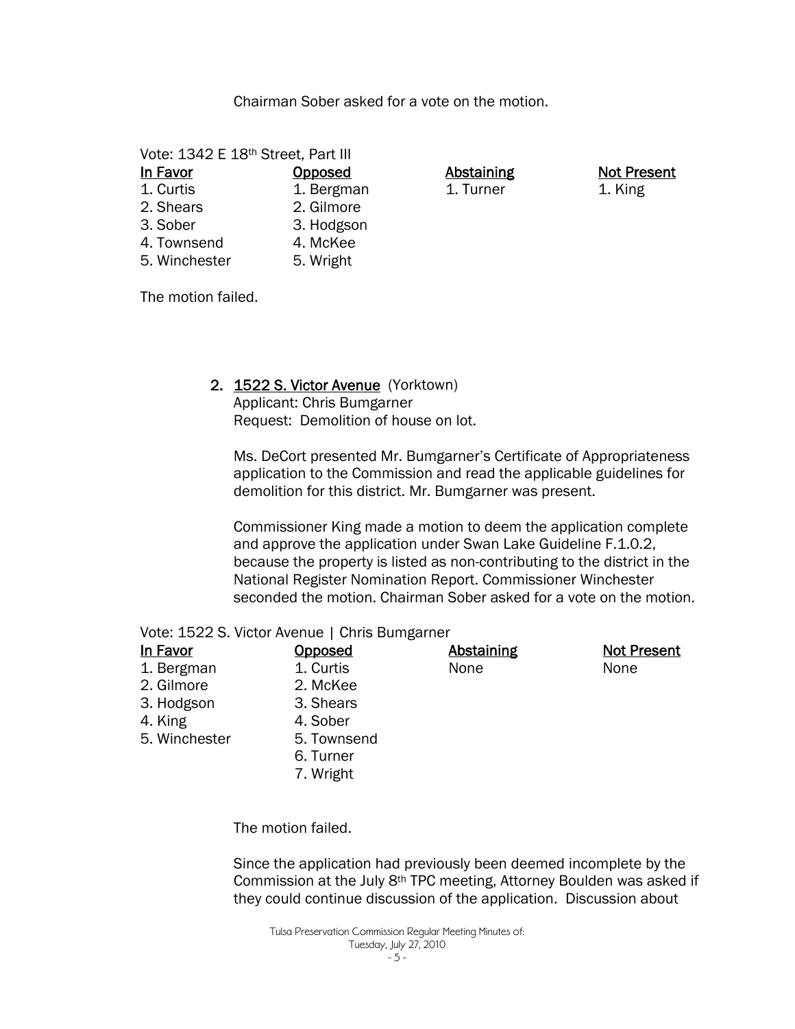Chairman Sober asked for a vote on the motion.

Vote: 1342 E 18th Street, Part III

| In Favor | Opposed | Abstaining | Not Present |
|---|---|---|---|
| 1. Curtis | 1. Bergman | 1. Turner | 1. King |
| 2. Shears | 2. Gilmore | | |
| 3. Sober | 3. Hodgson | | |
| 4. Townsend | 4. McKee | | |
| 5. Winchester | 5. Wright | | |

The motion failed.

2. **1522 S. Victor Avenue** (Yorktown)
   Applicant: Chris Bumgarner
   Request: Demolition of house on lot.

   Ms. DeCort presented Mr. Bumgarner's Certificate of Appropriateness application to the Commission and read the applicable guidelines for demolition for this district. Mr. Bumgarner was present.

   Commissioner King made a motion to deem the application complete and approve the application under Swan Lake Guideline F.1.0.2, because the property is listed as non-contributing to the district in the National Register Nomination Report. Commissioner Winchester seconded the motion. Chairman Sober asked for a vote on the motion.

Vote: 1522 S. Victor Avenue | Chris Bumgarner

| In Favor | Opposed | Abstaining | Not Present |
|---|---|---|---|
| 1. Bergman | 1. Curtis | None | None |
| 2. Gilmore | 2. McKee | | |
| 3. Hodgson | 3. Shears | | |
| 4. King | 4. Sober | | |
| 5. Winchester | 5. Townsend | | |
| | 6. Turner | | |
| | 7. Wright | | |

The motion failed.

Since the application had previously been deemed incomplete by the Commission at the July 8th TPC meeting, Attorney Boulden was asked if they could continue discussion of the application. Discussion about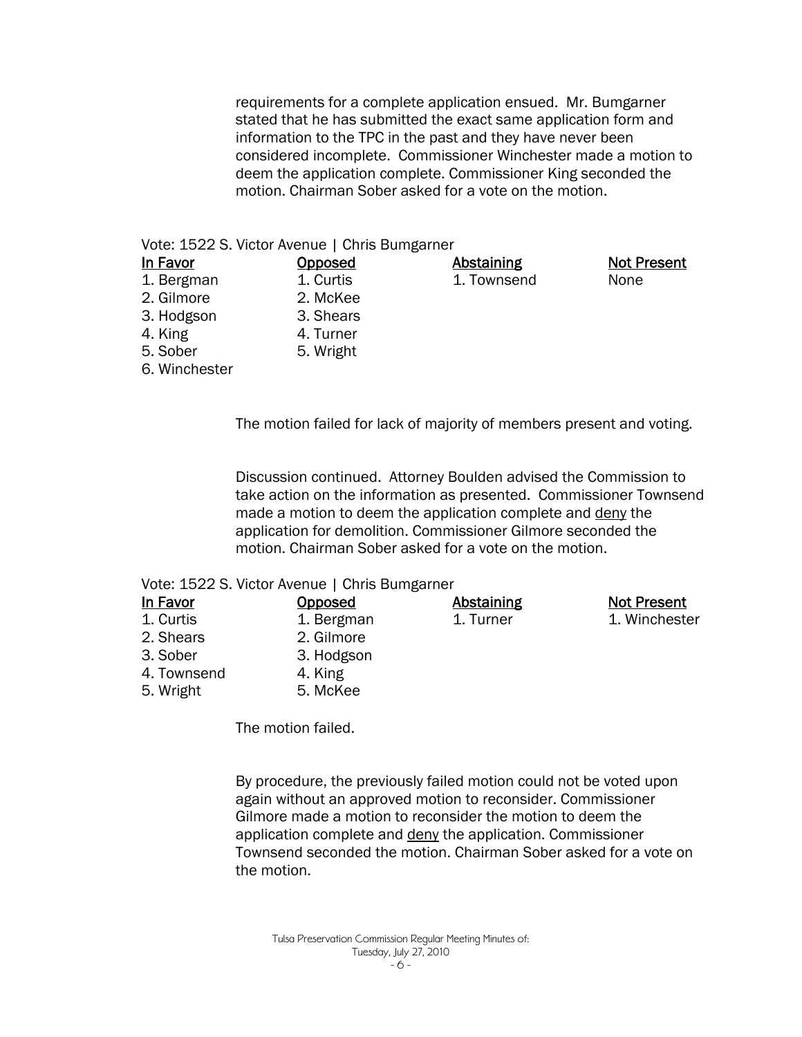requirements for a complete application ensued. Mr. Bumgarner stated that he has submitted the exact same application form and information to the TPC in the past and they have never been considered incomplete. Commissioner Winchester made a motion to deem the application complete. Commissioner King seconded the motion. Chairman Sober asked for a vote on the motion.

Vote: 1522 S. Victor Avenue | Chris Bumgarner

| In Favor | Opposed | Abstaining | Not Present |
|---|---|---|---|
| 1. Bergman | 1. Curtis | 1. Townsend | None |
| 2. Gilmore | 2. McKee | | |
| 3. Hodgson | 3. Shears | | |
| 4. King | 4. Turner | | |
| 5. Sober | 5. Wright | | |
| 6. Winchester | | | |

The motion failed for lack of majority of members present and voting.

Discussion continued. Attorney Boulden advised the Commission to take action on the information as presented. Commissioner Townsend made a motion to deem the application complete and deny the application for demolition. Commissioner Gilmore seconded the motion. Chairman Sober asked for a vote on the motion.

Vote: 1522 S. Victor Avenue | Chris Bumgarner

| In Favor | Opposed | Abstaining | Not Present |
|---|---|---|---|
| 1. Curtis | 1. Bergman | 1. Turner | 1. Winchester |
| 2. Shears | 2. Gilmore | | |
| 3. Sober | 3. Hodgson | | |
| 4. Townsend | 4. King | | |
| 5. Wright | 5. McKee | | |

The motion failed.

By procedure, the previously failed motion could not be voted upon again without an approved motion to reconsider. Commissioner Gilmore made a motion to reconsider the motion to deem the application complete and deny the application. Commissioner Townsend seconded the motion. Chairman Sober asked for a vote on the motion.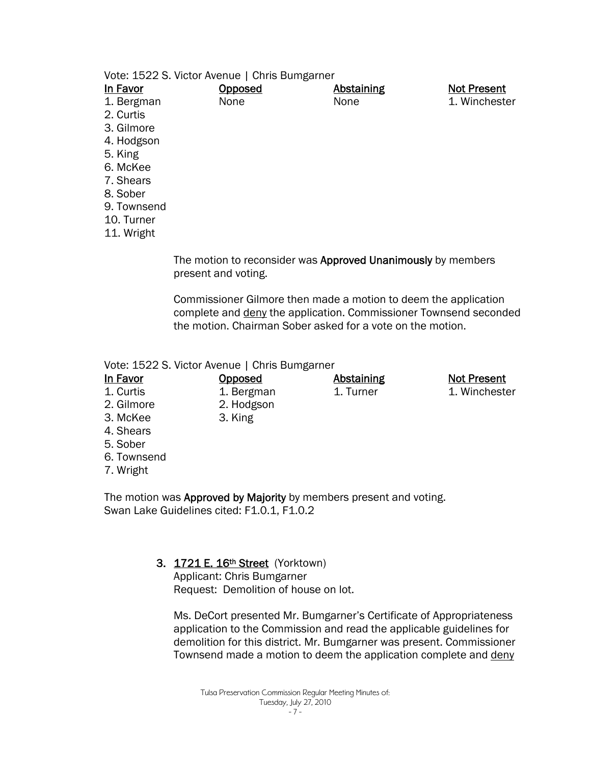Vote: 1522 S. Victor Avenue | Chris Bumgarner

| In Favor | Opposed | Abstaining | Not Present |
|---|---|---|---|
| 1. Bergman | None | None | 1. Winchester |
| 2. Curtis | | | |
| 3. Gilmore | | | |
| 4. Hodgson | | | |
| 5. King | | | |
| 6. McKee | | | |
| 7. Shears | | | |
| 8. Sober | | | |
| 9. Townsend | | | |
| 10. Turner | | | |
| 11. Wright | | | |

The motion to reconsider was **Approved Unanimously** by members present and voting.

Commissioner Gilmore then made a motion to deem the application complete and deny the application. Commissioner Townsend seconded the motion. Chairman Sober asked for a vote on the motion.

Vote: 1522 S. Victor Avenue | Chris Bumgarner

| In Favor | Opposed | Abstaining | Not Present |
|---|---|---|---|
| 1. Curtis | 1. Bergman | 1. Turner | 1. Winchester |
| 2. Gilmore | 2. Hodgson | | |
| 3. McKee | 3. King | | |
| 4. Shears | | | |
| 5. Sober | | | |
| 6. Townsend | | | |
| 7. Wright | | | |

The motion was **Approved by Majority** by members present and voting.
Swan Lake Guidelines cited: F1.0.1, F1.0.2

3. **1721 E. 16th Street** (Yorktown)
   Applicant: Chris Bumgarner
   Request: Demolition of house on lot.

   Ms. DeCort presented Mr. Bumgarner's Certificate of Appropriateness application to the Commission and read the applicable guidelines for demolition for this district. Mr. Bumgarner was present. Commissioner Townsend made a motion to deem the application complete and deny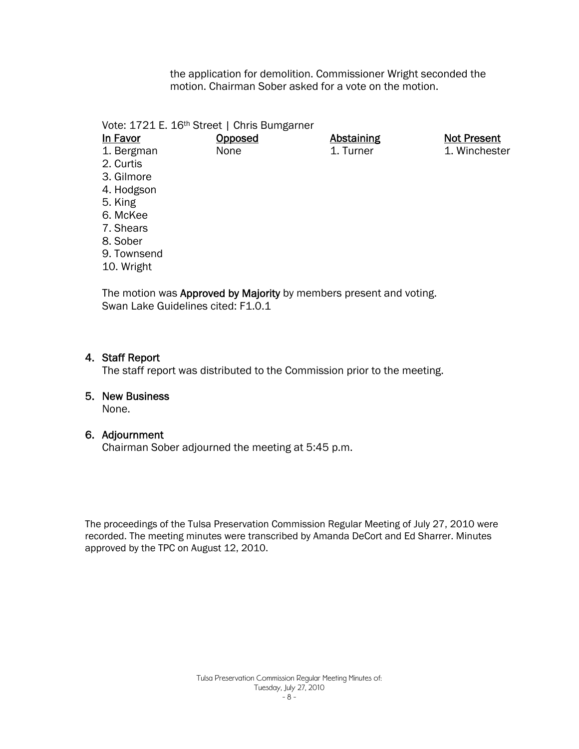the application for demolition. Commissioner Wright seconded the motion. Chairman Sober asked for a vote on the motion.

Vote: 1721 E. 16th Street | Chris Bumgarner

| In Favor | Opposed | Abstaining | Not Present |
|---|---|---|---|
| 1. Bergman | None | 1. Turner | 1. Winchester |
| 2. Curtis | | | |
| 3. Gilmore | | | |
| 4. Hodgson | | | |
| 5. King | | | |
| 6. McKee | | | |
| 7. Shears | | | |
| 8. Sober | | | |
| 9. Townsend | | | |
| 10. Wright | | | |

The motion was **Approved by Majority** by members present and voting.
Swan Lake Guidelines cited: F1.0.1

## 4. Staff Report

The staff report was distributed to the Commission prior to the meeting.

## 5. New Business

None.

## 6. Adjournment

Chairman Sober adjourned the meeting at 5:45 p.m.

The proceedings of the Tulsa Preservation Commission Regular Meeting of July 27, 2010 were recorded. The meeting minutes were transcribed by Amanda DeCort and Ed Sharrer. Minutes approved by the TPC on August 12, 2010.